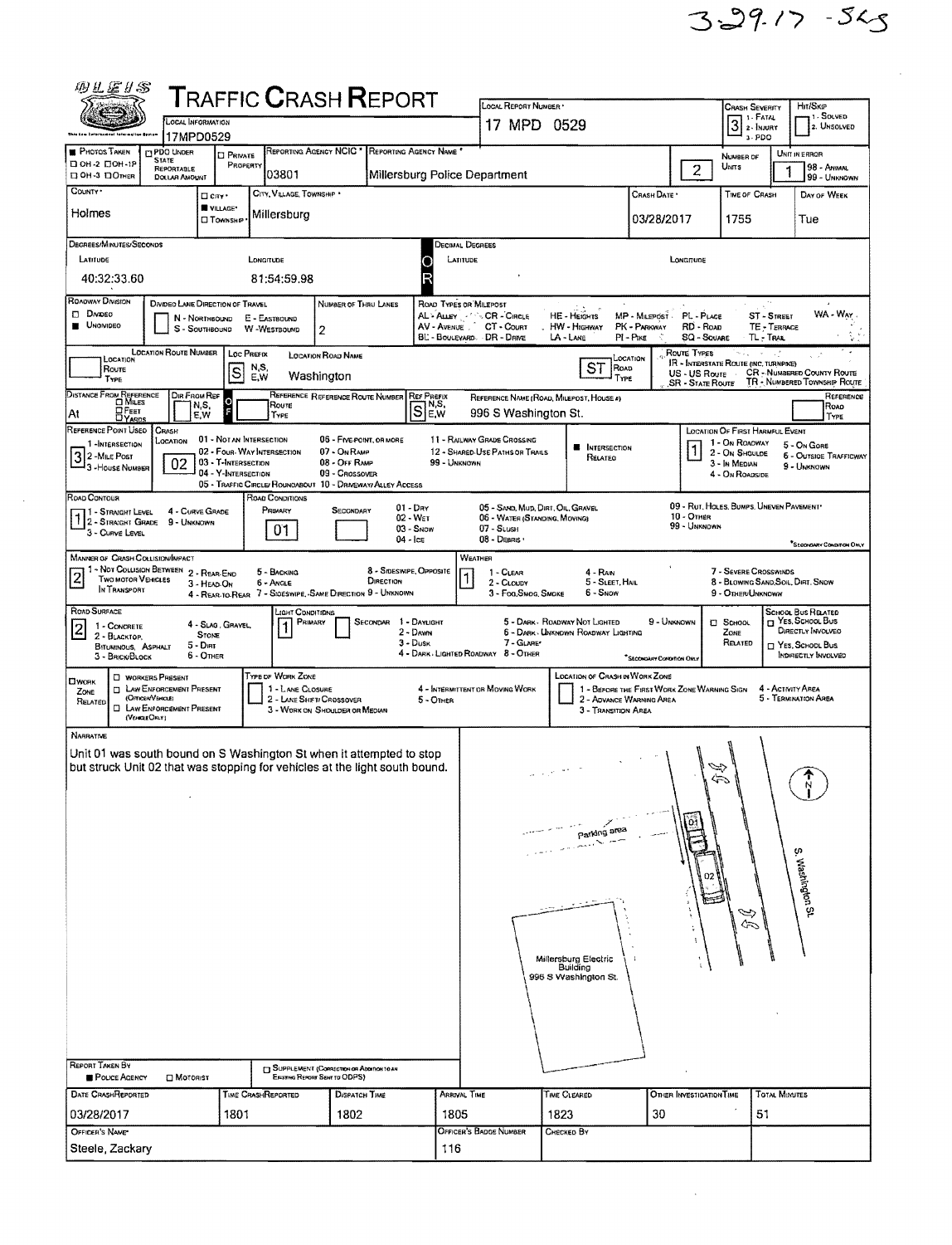3-29-17 -SKS

# TRAFFIC CRASH REPORT

| | | |
|---|---|---|
| LOCAL INFORMATION: 17MPD0529 | LOCAL REPORT NUMBER: 17 MPD 0529 | CRASH SEVERITY: 3 (1 - FATAL, 2 - INJURY, 3 - PDO) |
| HIT/SKIP: 1 - SOLVED, 2. UNSOLVED | | |

PHOTOS TAKEN: ☐ OH-2 ☐ OH-1P ☐ OH-3 ☐ OTHER | ☐ PDO UNDER STATE REPORTABLE DOLLAR AMOUNT | ☐ PRIVATE PROPERTY

REPORTING AGENCY NCIC: 03801 | REPORTING AGENCY NAME: Millersburg Police Department | NUMBER OF UNITS: 2 | UNIT IN ERROR: 1 (98 - ANIMAL, 99 - UNKNOWN)

COUNTY: Holmes | ☐ CITY ■ VILLAGE ☐ TOWNSHIP | CITY, VILLAGE, TOWNSHIP: Millersburg | CRASH DATE: 03/28/2017 | TIME OF CRASH: 1755 | DAY OF WEEK: Tue

DEGREES/MINUTES/SECONDS — LATITUDE: 40:32:33.60 | LONGITUDE: 81:54:59.98
DECIMAL DEGREES — LATITUDE: | LONGITUDE:

ROADWAY DIVISION: ☐ DIVIDED ■ UNDIVIDED | DIVIDED LANE DIRECTION OF TRAVEL: N - NORTHBOUND, S - SOUTHBOUND, E - EASTBOUND, W - WESTBOUND | NUMBER OF THRU LANES: 2

ROAD TYPES OR MILEPOST: AL - ALLEY, AV - AVENUE, BL - BOULEVARD, CR - CIRCLE, CT - COURT, DR - DRIVE, HE - HEIGHTS, HW - HIGHWAY, LA - LANE, MP - MILEPOST, PK - PARKWAY, PI - PIKE, PL - PLACE, RD - ROAD, SQ - SQUARE, ST - STREET, TE - TERRACE, TL - TRAIL, WA - WAY

LOCATION ROUTE NUMBER: | LOC PREFIX: S | LOCATION ROAD NAME: Washington | LOCATION ROAD TYPE: ST

ROUTE TYPES: IR - INTERSTATE ROUTE (INC. TURNPIKE), US - US ROUTE, SR - STATE ROUTE, CR - NUMBERED COUNTY ROUTE, TR - NUMBERED TOWNSHIP ROUTE

DISTANCE FROM REFERENCE: At | DIR FROM REF: | REFERENCE ROUTE NUMBER: | REF PREFIX: S | REFERENCE NAME (ROAD, MILEPOST, HOUSE #): 996 S Washington St.

REFERENCE POINT USED: 3 (1 - INTERSECTION, 2 - MILE POST, 3 - HOUSE NUMBER)

CRASH LOCATION: 02 (01 - NOT AN INTERSECTION, 02 - FOUR-WAY INTERSECTION, 03 - T-INTERSECTION, 04 - Y-INTERSECTION, 05 - TRAFFIC CIRCLE/ROUNDABOUT, 06 - FIVE-POINT, OR MORE, 07 - ON RAMP, 08 - OFF RAMP, 09 - CROSSOVER, 10 - DRIVEWAY/ALLEY ACCESS, 11 - RAILWAY GRADE CROSSING, 12 - SHARED-USE PATHS OR TRAILS, 99 - UNKNOWN) | ■ INTERSECTION RELATED

LOCATION OF FIRST HARMFUL EVENT: 1 (1 - ON ROADWAY, 2 - ON SHOULDE, 3 - IN MEDIAN, 4 - ON ROADSIDE, 5 - ON GORE, 6 - OUTSIDE TRAFFICWAY, 9 - UNKNOWN)

ROAD CONTOUR: 1 (1 - STRAIGHT LEVEL, 2 - STRAIGHT GRADE, 3 - CURVE LEVEL, 4 - CURVE GRADE, 9 - UNKNOWN)

ROAD CONDITIONS: PRIMARY 01 | SECONDARY (01 - DRY, 02 - WET, 03 - SNOW, 04 - ICE, 05 - SAND, MUD, DIRT, OIL, GRAVEL, 06 - WATER (STANDING, MOVING), 07 - SLUSH, 08 - DEBRIS, 09 - RUT, HOLES, BUMPS, UNEVEN PAVEMENT, 10 - OTHER, 99 - UNKNOWN) *SECONDARY CONDITION ONLY

MANNER OF CRASH COLLISION/IMPACT: 2 (1 - NOT COLLISION BETWEEN TWO MOTOR VEHICLES IN TRANSPORT, 2 - REAR-END, 3 - HEAD-ON, 4 - REAR-TO-REAR, 5 - BACKING, 6 - ANGLE, 7 - SIDESWIPE, SAME DIRECTION, 8 - SIDESWIPE, OPPOSITE DIRECTION, 9 - UNKNOWN)

WEATHER: 1 (1 - CLEAR, 2 - CLOUDY, 3 - FOG, SMOG, SMOKE, 4 - RAIN, 5 - SLEET, HAIL, 6 - SNOW, 7 - SEVERE CROSSWINDS, 8 - BLOWING SAND, SOIL, DIRT, SNOW, 9 - OTHER/UNKNOWN)

ROAD SURFACE: 2 (1 - CONCRETE, 2 - BLACKTOP, BITUMINOUS, ASPHALT, 3 - BRICK/BLOCK, 4 - SLAG, GRAVEL, STONE, 5 - DIRT, 6 - OTHER)

LIGHT CONDITIONS: PRIMARY 1 | SECONDARY (1 - DAYLIGHT, 2 - DAWN, 3 - DUSK, 4 - DARK - LIGHTED ROADWAY, 5 - DARK - ROADWAY NOT LIGHTED, 6 - DARK - UNKNOWN ROADWAY LIGHTING, 7 - GLARE*, 8 - OTHER, 9 - UNKNOWN) *SECONDARY CONDITION ONLY

☐ SCHOOL ZONE RELATED | SCHOOL BUS RELATED: ☐ YES, SCHOOL BUS DIRECTLY INVOLVED ☐ YES, SCHOOL BUS INDIRECTLY INVOLVED

☐ WORK ZONE RELATED | ☐ WORKERS PRESENT ☐ LAW ENFORCEMENT PRESENT (OFFICER/VEHICLE) ☐ LAW ENFORCEMENT PRESENT (VEHICLE ONLY)
TYPE OF WORK ZONE: 1 - LANE CLOSURE, 2 - LANE SHIFT/CROSSOVER, 3 - WORK ON SHOULDER OR MEDIAN, 4 - INTERMITTENT OR MOVING WORK, 5 - OTHER
LOCATION OF CRASH IN WORK ZONE: 1 - BEFORE THE FIRST WORK ZONE WARNING SIGN, 2 - ADVANCE WARNING AREA, 3 - TRANSITION AREA, 4 - ACTIVITY AREA, 5 - TERMINATION AREA

## NARRATIVE

Unit 01 was south bound on S Washington St when it attempted to stop but struck Unit 02 that was stopping for vehicles at the light south bound.

Parking area
01
02
S. Washington St
N
Millersburg Electric Building
996 S Washington St.

REPORT TAKEN BY: ■ POLICE AGENCY ☐ MOTORIST | ☐ SUPPLEMENT (CORRECTION OR ADDITION TO AN EXISTING REPORT SENT TO ODPS)

| DATE CRASHREPORTED | TIME CRASHREPORTED | DISPATCH TIME | ARRIVAL TIME | TIME CLEARED | OTHER INVESTIGATION TIME | TOTAL MINUTES |
|---|---|---|---|---|---|---|
| 03/28/2017 | 1801 | 1802 | 1805 | 1823 | 30 | 51 |

| OFFICER'S NAME | OFFICER'S BADGE NUMBER | CHECKED BY |
|---|---|---|
| Steele, Zackary | 116 | |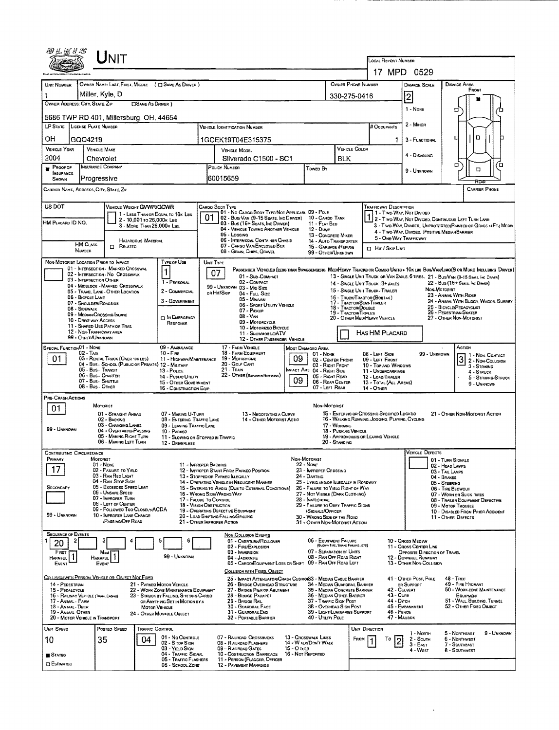# UNIT

**LOCAL REPORT NUMBER:** 17 MPD 0529

| UNIT NUMBER | OWNER NAME: LAST, FIRST, MIDDLE ( ☐ SAME AS DRIVER ) | OWNER PHONE NUMBER | DAMAGE SCALE | DAMAGE AREA |
|---|---|---|---|---|
| 1 | Miller, Kyle, D | 330-275-0416 | 2 | FRONT |

**OWNER ADDRESS: CITY, STATE, ZIP** ( ☐ SAME AS DRIVER ): 5686 TWP RD 401, Millersburg, OH, 44654

DAMAGE SCALE: 1 - NONE, 2 - MINOR, 3 - FUNCTIONAL, 4 - DISABLING, 9 - UNKNOWN

| LP STATE | LICENSE PLATE NUMBER | VEHICLE IDENTIFICATION NUMBER | # OCCUPANTS |
|---|---|---|---|
| OH | GQQ4219 | 1GCEK19T04E315375 | 1 |

| VEHICLE YEAR | VEHICLE MAKE | VEHICLE MODEL | VEHICLE COLOR |
|---|---|---|---|
| 2004 | Chevrolet | Silverado C1500 - SC1 | BLK |

| ■ PROOF OF INSURANCE SHOWN | INSURANCE COMPANY | POLICY NUMBER | TOWED BY |
|---|---|---|---|
| | Progressive | 60015659 | |

CARRIER NAME, ADDRESS, CITY, STATE, ZIP | CARRIER PHONE

US DOT | HM PLACARD ID NO. | HM CLASS NUMBER | ☐ RELATED

VEHICLE WEIGHT GVWR/GCWR: 1 - LESS THAN OR EQUAL TO 10K LBS; 2 - 10,001 TO 26,000K LBS; 3 - MORE THAN 26,000K LBS.

HAZARDOUS MATERIAL

CARGO BODY TYPE: **01**
01 - NO CARGO BODY TYPE/NOT APPLICABLE; 02 - BUS/VAN (9-15 SEATS, INC DRIVER); 03 - BUS (16+ SEATS, INC DRIVER); 04 - VEHICLE TOWING ANOTHER VEHICLE; 05 - LOGGING; 06 - INTERMODAL CONTAINER CHASIS; 07 - CARGO VAN/ENCLOSED BOX; 08 - GRAIN, CHIPS, GRAVEL; 09 - POLE; 10 - CARGO TANK; 11 - FLAT BED; 12 - DUMP; 13 - CONCRETE MIXER; 14 - AUTO TRANSPORTER; 15 - GARBAGE /REFUSE; 99 - OTHER/UNKNOWN

TRAFFICWAY DESCRIPTION: **1**
1 - TWO-WAY, NOT DIVIDED; 2 - TWO-WAY, NOT DIVIDED, CONTINUOUS LEFT TURN LANE; 3 - TWO-WAY, DIVIDED, UNPROTECTED(PAINTED OR GRASS >4FT.) MEDIA; 4 - TWO-WAY, DIVIDED, POSITIVE MEDIAN BARRIER; 5 - ONE-WAY TRAFFICWAY
☐ HIT / SKIP UNIT

NON-MOTORIST LOCATION PRIOR TO IMPACT: 01 - INTERSECTION - MARKED CROSSWAL; 02 - INTERSECTION - NO CROSSWALK; 03 - INTERSECTION OTHER; 04 - MIDBLOCK - MARKED CROSSWALK; 05 - TRAVEL LANE - OTHER LOCATION; 06 - BICYCLE LANE; 07 - SHOULDER/ROADSIDE; 08 - SIDEWALK; 09 - MEDIAN/CROSSING ISLAND; 10 - DRIVE WAY ACCESS; 11 - SHARED-USE PATH OR TRAIL; 12 - NON-TRAFFICWAY AREA; 99 - OTHER/UNKNOWN

TYPE OF USE: **1**
1 - PERSONAL; 2 - COMMERCIAL; 3 - GOVERNMENT; ☐ IN EMERGENCY RESPONSE

UNIT TYPE: **07**
PASSENGER VEHICLES (LESS THAN 9 PASSENGERS MED/HEAVY TRUCKS OR COMBO UNITS > 10K LBS BUS/VAN/LIMO(9 OR MORE INCLUDING DRIVER)
01 - SUB-COMPACT; 02 - COMPACT; 99 - UNKNOWN 03 - MID SIZE OR HIT/SKIP; 04 - FULL SIZE; 05 - MINIVAN; 06 - SPORT UTILITY VEHICLE; 07 - PICKUP; 08 - VAN; 09 - MOTORCYCLE; 10 - MOTORIZED BICYCLE; 11 - SNOWMOBILE/ATV; 12 - OTHER PASSENGER VEHICLE
13 - SINGLE UNIT TRUCK OR VAN 2AXLE, 6 TIRES; 14 - SINGLE UNIT TRUCK; 3+ AXLES; 15 - SINGLE UNIT TRUCK / TRAILER; 16 - TRUCK/TRACTOR (BOBTAIL); 17 - TRACTOR/SEMI-TRAILER; 18 - TRACTOR/DOUBLE; 19 - TRACTOR/TRIPLES; 20 - OTHER MED/HEAVY VEHICLE
21 - BUS/VAN (9-15 SEATS, INC DRIVER); 22 - BUS (16+ SEATS, INC DRIVER)
NON-MOTORIST: 23 - ANIMAL WITH RIDER; 24 - ANIMAL WITH BUGGY, WAGON, SURREY; 25 - BICYCLE/PEDACYCLIST; 26 - PEDESTRIAN/SKATER; 27 - OTHER NON-MOTORIST
☐ HAS HM PLACARD

SPECIAL FUNCTION: **01**
01 - NONE; 02 - TAXI; 03 - RENTAL TRUCK (OVER 10K LBS); 04 - BUS - SCHOOL (PUBLIC OR PRIVATE); 05 - BUS - TRANSIT; 06 - BUS - CHARTER; 07 - BUS - SHUTTLE; 08 - BUS - OTHER; 09 - AMBULANCE; 10 - FIRE; 11 - HIGHWAY/MAINTENANCE; 12 - MILITARY; 13 - POLICE; 14 - PUBLIC UTILITY; 15 - OTHER GOVERNMENT; 16 - CONSTRUCTION EQIP.; 17 - FARM VEHICLE; 18 - FARM EQUIPMENT; 19 - MOTORHOME; 20 - GOLF CART; 21 - TRAIN; 22 - OTHER (EXPLAIN IN NARRATIVE)

MOST DAMAGED AREA: **09**
IMPACT ARE: **09**
01 - NONE; 02 - CENTER FRONT; 03 - RIGHT FRONT; 04 - RIGHT SIDE; 05 - RIGHT REAR; 06 - REAR CENTER; 07 - LEFT REAR; 08 - LEFT SIDE; 09 - LEFT FRONT; 10 - TOP AND WINDOWS; 11 - UNDERCARRIAGE; 12 - LOAD/TRAILER; 13 - TOTAL (ALL AREAS); 14 - OTHER; 99 - UNKNOWN

ACTION: **3**
1 - NON-CONTACT; 2 - NON-COLLISION; 3 - STRIKING; 4 - STRUCK; 5 - STRIKING/STRUCK; 9 - UNKNOWN

PRE-CRASH ACTIONS: **01**
MOTORIST: 01 - STRAIGHT AHEAD; 02 - BACKING; 03 - CHANGING LANES; 04 - OVERTAKING/PASSING; 05 - MAKING RIGHT TURN; 06 - MAKING LEFT TURN; 07 - MAKING U-TURN; 08 - ENTERING TRAFFIC LANE; 09 - LEAVING TRAFFIC LANE; 10 - PARKED; 11 - SLOWING OR STOPPED IN TRAFFIC; 12 - DRIVERLESS; 13 - NEGOTIATING A CURVE; 14 - OTHER MOTORIST ACTIO; 99 - UNKNOWN
NON-MOTORIST: 15 - ENTERING OR CROSSING SPECIFIED LOCATIO; 16 - WALKING,RUNNING, JOGGING, PLAYING, CYCLING; 17 - WORKING; 18 - PUSHING VEHICLE; 19 - APPROACHING OR LEAVING VEHICLE; 20 - STANDING; 21 - OTHER NON-MOTORIST ACTION

CONTRIBUTING CIRCUMSTANCE
PRIMARY: **17**
SECONDARY:
MOTORIST: 01 - NONE; 02 - FAILURE TO YIELD; 03 - RAN RED LIGHT; 04 - RAN STOP SIGN; 05 - EXCEEDED SPEED LIMIT; 06 - UNSAFE SPEED; 07 - IMPROPER TURN; 08 - LEFT OF CENTER; 09 - FOLLOWED TOO CLOSELY/ACDA; 10 - IMPROPER LANE CHANGE /PASSING/OFF ROAD; 11 - IMPROPER BACKING; 12 - IMPROPER START FROM PARKED POSITION; 13 - STOPPED OR PARKED ILLEGALLY; 14 - OPERATING VEHICLE IN NEGLIGENT MANNER; 15 - SWERING TO AVOID (DUE TO EXTERNAL CONDITIONS); 16 - WRONG SIDE/WRONG WAY; 17 - FAILURE TO CONTROL; 18 - VISION OBSTRUCTION; 19 - OPERATING DEFECTIVE EQUIPMENT; 20 - LOAD SHIFTING/FALLING/SPILLING; 21 - OTHER IMPROPER ACTION; 99 - UNKNOWN
NON-MOTORIST: 22 - NONE; 23 - IMPROPER CROSSING; 24 - DARTING; 25 - LYING AND/OR ILLEGALLY IN ROADWAY; 26 - FALURE TO YIELD RIGHT OF WAY; 27 - NOT VISIBLE (DARK CLOTHING); 28 - INATTENTIVE; 29 - FAILURE TO OBEY TRAFFIC SIGNS /SIGNALS/OFFICER; 30 - WRONG SIDE OF THE ROAD; 31 - OTHER NON-MOTORIST ACTION
VEHICLE DEFECTS: 01 - TURN SIGNALS; 02 - HEAD LAMPS; 03 - TAIL LAMPS; 04 - BRAKES; 05 - STEERING; 06 - TIRE BLOWOUT; 07 - WORN OR SLICK TIRES; 08 - TRAILER EQUIPMENT DEFECTIVE; 09 - MOTOR TROUBLE; 10 - DISABLED FROM PRIOR ACCIDENT; 11 - OTHER DEFECTS

SEQUENCE OF EVENTS: 1: **20**, 2, 3, 4, 5, 6
FIRST HARMFUL EVENT: **1** | MOST HARMFUL EVENT: **1**
99 - UNKNOWN
NON-COLLISION EVENTS: 01 - OVERTURN/ROLLOVER; 02 - FIRE/EXPLOSION; 03 - IMMERSION; 04 - JACKKNIFE; 05 - CARGO/EQUIPMENT LOSS OR SHIFT; 06 - EQUIPMENT FAILURE (BLOWN TIRE, BRAKE FAILURE, ETC); 07 - SEPARATION OF UNITS; 08 - RAN OFF ROAD RIGHT; 09 - RAN OFF ROAD LEFT; 10 - CROSS MEDIAN; 11 - CROSS CENTER LINE OPPOSITE DIRECTION OF TRAVEL; 12 - DOWNHILL RUNAWAY; 13 - OTHER NON-COLLISION
COLLISION WITH PERSON, VEHICLE OR OBJECT NOT FIXED: 14 - PEDESTRIAN; 15 - PEDALCYCLE; 16 - RAILWAY VEHICLE (TRAIN, ENGINE); 17 - ANIMAL - FARM; 18 - ANIMAL - DEER; 19 - ANIMAL OTHER; 20 - MOTOR VEHICLE IN TRANSPORT; 21 - PARKED MOTOR VEHICLE; 22 - WORK ZONE MAINTENANCE EQUIPMENT; 23 - STRUCK BY FALLING, SHIFTING CARGO OR ANYTHING SET IN MOTION BY A MOTOR VEHICLE; 24 - OTHER MOVABLE OBJECT
COLLISION WITH FIXED, OBJECT: 25 - IMPACT ATTENUATOR/CRASH CUSHION; 26 - BRIDGE OVERHEAD STRUCTURE; 27 - BRIDGE PIER OR ABUTMENT; 28 - BRIDGE PARAPET; 29 - BRIDGE RAIL; 30 - GUARDRAIL FACE; 31 - GUARDRAIL END; 32 - PORTABLE BARRIER; 33 - MEDIAN CABLE BARRIER; 34 - MEDIAN GUARDRAIL BARRIER; 35 - MEDIAN CONCRETE BARRIER; 36 - MEDIAN OTHER BARRIER; 37 - TRAFFIC SIGN POST; 38 - OVERHEAD SIGN POST; 39 - LIGHT/LUMINARIES SUPPORT; 40 - UTILITY POLE; 41 - OTHER POST, POLE OR SUPPORT; 42 - CULVERT; 43 - CURB; 44 - DITCH; 45 - EMBANKMENT; 46 - FENCE; 47 - MAILBOX; 48 - TREE; 49 - FIRE HYDRANT; 50 - WORK ZONE MAINTENANCE EQUIPMENT; 51 - WALL, BUILDING, TUNNEL; 52 - OTHER FIXED OBJECT

| UNIT SPEED | POSTED SPEED | TRAFFIC CONTROL | UNIT DIRECTION |
|---|---|---|---|
| 10 | 35 | 04 | FROM 1 TO 2 |

■ STATED ☐ ESTIMATED

TRAFFIC CONTROL: 01 - NO CONTROLS; 02 - STOP SIGN; 03 - YIELD SIGN; 04 - TRAFFIC SIGNAL; 05 - TRAFFIC FLASHERS; 06 - SCHOOL ZONE; 07 - RAILROAD CROSSBUCKS; 08 - RAILROAD FLASHERS; 09 - RAILROAD GATES; 10 - COSTRUCTION BARRICADE; 11 - PERSON (FLAGGER, OFFICER; 12 - PAVEMENT MARKINGS; 13 - CROSSWALK LINES; 14 - WALK/DON'T WALK; 15 - OTHER; 16 - NOT REPORTED

UNIT DIRECTION: 1 - NORTH; 2 - SOUTH; 3 - EAST; 4 - WEST; 5 - NORTHEAST; 6 - NORTHWEST; 7 - SOUTHEAST; 8 - SOUTHWEST; 9 - UNKNOWN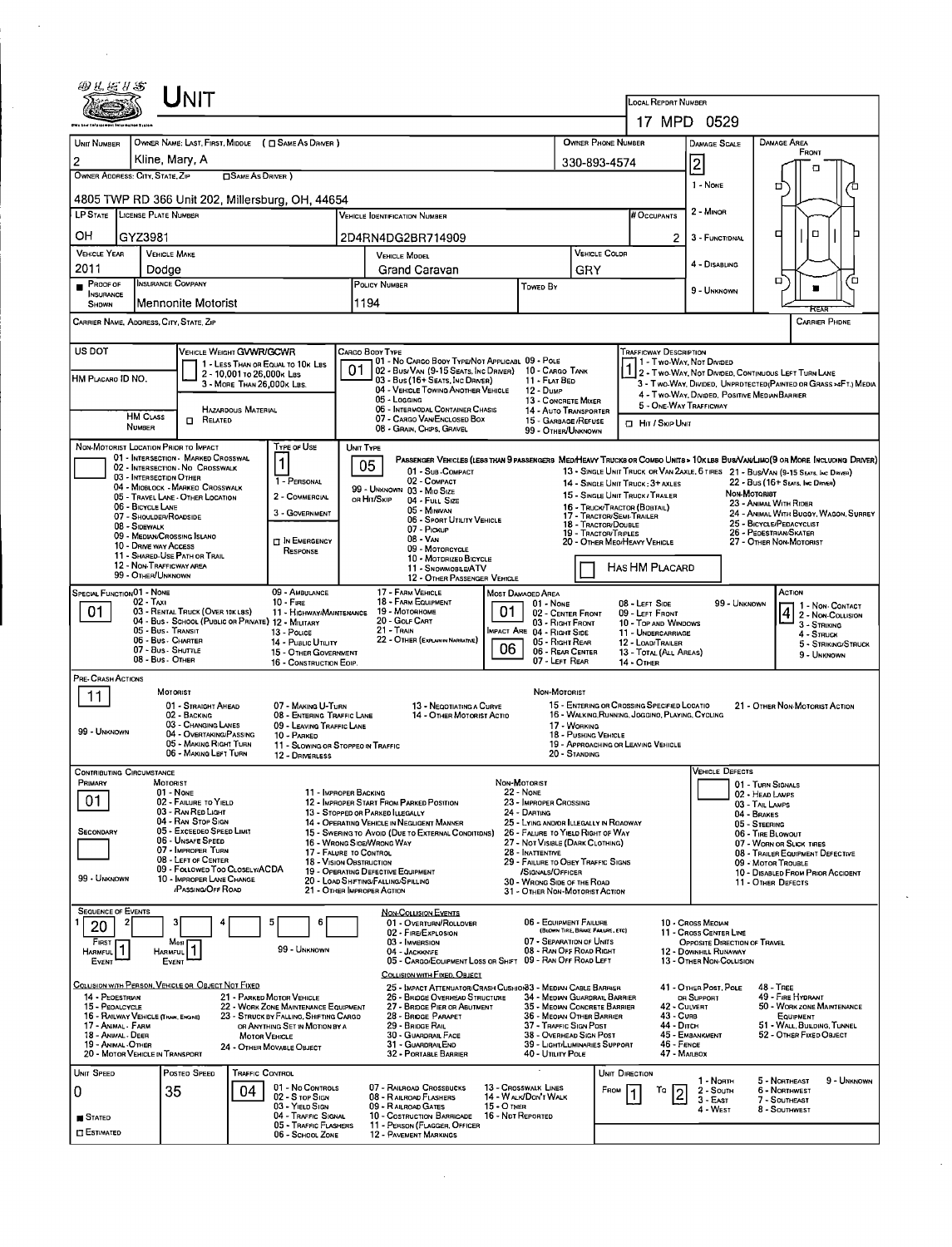# UNIT

**LOCAL REPORT NUMBER:** 17 MPD 0529

| UNIT NUMBER | OWNER NAME: LAST, FIRST, MIDDLE ( ☐ SAME AS DRIVER ) | OWNER PHONE NUMBER | DAMAGE SCALE | DAMAGE AREA |
|---|---|---|---|---|
| 2 | Kline, Mary, A | 330-893-4574 | 2 | FRONT |

**OWNER ADDRESS: CITY, STATE, ZIP** ☐ SAME AS DRIVER
4805 TWP RD 366 Unit 202, Millersburg, OH, 44654

DAMAGE SCALE: 1 - NONE, 2 - MINOR, 3 - FUNCTIONAL, 4 - DISABLING, 9 - UNKNOWN

| LP STATE | LICENSE PLATE NUMBER | VEHICLE IDENTIFICATION NUMBER | # OCCUPANTS |
|---|---|---|---|
| OH | GYZ3981 | 2D4RN4DG2BR714909 | 2 |

| VEHICLE YEAR | VEHICLE MAKE | VEHICLE MODEL | VEHICLE COLOR |
|---|---|---|---|
| 2011 | Dodge | Grand Caravan | GRY |

| PROOF OF INSURANCE SHOWN | INSURANCE COMPANY | POLICY NUMBER | TOWED BY |
|---|---|---|---|
| ■ | Mennonite Motorist | 1194 | |

CARRIER NAME, ADDRESS, CITY, STATE, ZIP | CARRIER PHONE

**US DOT** | **VEHICLE WEIGHT GVWR/GCWR**: 1 - LESS THAN OR EQUAL TO 10K LBS; 2 - 10,001 TO 26,000K LBS; 3 - MORE THAN 26,000K LBS.

HM PLACARD ID NO. | HM CLASS NUMBER | ☐ HAZARDOUS MATERIAL RELATED

**CARGO BODY TYPE:** 01
01 - NO CARGO BODY TYPE/NOT APPLICABLE; 02 - BUS/VAN (9-15 SEATS, INC DRIVER); 03 - BUS (16+ SEATS, INC DRIVER); 04 - VEHICLE TOWING ANOTHER VEHICLE; 05 - LOGGING; 06 - INTERMODAL CONTAINER CHASIS; 07 - CARGO VAN/ENCLOSED BOX; 08 - GRAIN, CHIPS, GRAVEL; 09 - POLE; 10 - CARGO TANK; 11 - FLAT BED; 12 - DUMP; 13 - CONCRETE MIXER; 14 - AUTO TRANSPORTER; 15 - GARBAGE/REFUSE; 99 - OTHER/UNKNOWN

**TRAFFICWAY DESCRIPTION:** 1
1 - TWO-WAY, NOT DIVIDED; 2 - TWO-WAY, NOT DIVIDED, CONTINUOUS LEFT TURN LANE; 3 - TWO-WAY, DIVIDED, UNPROTECTED (PAINTED OR GRASS >4FT.) MEDIA; 4 - TWO-WAY, DIVIDED, POSITIVE MEDIAN BARRIER; 5 - ONE-WAY TRAFFICWAY; ☐ HIT / SKIP UNIT

**NON-MOTORIST LOCATION PRIOR TO IMPACT:**
01 - INTERSECTION - MARKED CROSSWAL; 02 - INTERSECTION - NO CROSSWALK; 03 - INTERSECTION OTHER; 04 - MIDBLOCK - MARKED CROSSWALK; 05 - TRAVEL LANE - OTHER LOCATION; 06 - BICYCLE LANE; 07 - SHOULDER/ROADSIDE; 08 - SIDEWALK; 09 - MEDIAN/CROSSING ISLAND; 10 - DRIVE WAY ACCESS; 11 - SHARED-USE PATH OR TRAIL; 12 - NON-TRAFFICWAY AREA; 99 - OTHER/UNKNOWN

**TYPE OF USE:** 1
1 - PERSONAL; 2 - COMMERCIAL; 3 - GOVERNMENT; ☐ IN EMERGENCY RESPONSE

**UNIT TYPE:** 05
PASSENGER VEHICLES (LESS THAN 9 PASSENGERS): 01 - SUB-COMPACT; 02 - COMPACT; 99 - UNKNOWN 03 - MID SIZE OR HIT/SKIP; 04 - FULL SIZE; 05 - MINIVAN; 06 - SPORT UTILITY VEHICLE; 07 - PICKUP; 08 - VAN; 09 - MOTORCYCLE; 10 - MOTORIZED BICYCLE; 11 - SNOWMOBILE/ATV; 12 - OTHER PASSENGER VEHICLE
MED/HEAVY TRUCKS OR COMBO UNITS > 10K LBS BUS/VAN/LIMO (9 OR MORE INCLUDING DRIVER): 13 - SINGLE UNIT TRUCK OR VAN 2AXLE, 6 TIRES; 14 - SINGLE UNIT TRUCK: 3+ AXLES; 15 - SINGLE UNIT TRUCK / TRAILER; 16 - TRUCK/TRACTOR (BOBTAIL); 17 - TRACTOR/SEMI-TRAILER; 18 - TRACTOR/DOUBLE; 19 - TRACTOR/TRIPLES; 20 - OTHER MED/HEAVY VEHICLE; 21 - BUS/VAN (9-15 SEATS, INC DRIVER); 22 - BUS (16+ SEATS, INC DRIVER)
NON-MOTORIST: 23 - ANIMAL WITH RIDER; 24 - ANIMAL WITH BUGGY, WAGON, SURREY; 25 - BICYCLE/PEDACYCLIST; 26 - PEDESTRIAN/SKATER; 27 - OTHER NON-MOTORIST
☐ HAS HM PLACARD

**SPECIAL FUNCTION:** 01
01 - NONE; 02 - TAXI; 03 - RENTAL TRUCK (OVER 10K LBS); 04 - BUS - SCHOOL (PUBLIC OR PRIVATE); 05 - BUS - TRANSIT; 06 - BUS - CHARTER; 07 - BUS - SHUTTLE; 08 - BUS - OTHER; 09 - AMBULANCE; 10 - FIRE; 11 - HIGHWAY/MAINTENANCE; 12 - MILITARY; 13 - POLICE; 14 - PUBLIC UTILITY; 15 - OTHER GOVERNMENT; 16 - CONSTRUCTION EQIP.; 17 - FARM VEHICLE; 18 - FARM EQUIPMENT; 19 - MOTORHOME; 20 - GOLF CART; 21 - TRAIN; 22 - OTHER (EXPLAIN IN NARRATIVE)

**MOST DAMAGED AREA:** 01 | **IMPACT ARE:** 06
01 - NONE; 02 - CENTER FRONT; 03 - RIGHT FRONT; 04 - RIGHT SIDE; 05 - RIGHT REAR; 06 - REAR CENTER; 07 - LEFT REAR; 08 - LEFT SIDE; 09 - LEFT FRONT; 10 - TOP AND WINDOWS; 11 - UNDERCARRIAGE; 12 - LOAD/TRAILER; 13 - TOTAL (ALL AREAS); 14 - OTHER; 99 - UNKNOWN

**ACTION:** 4
1 - NON-CONTACT; 2 - NON-COLLISION; 3 - STRIKING; 4 - STRUCK; 5 - STRIKING/STRUCK; 9 - UNKNOWN

**PRE-CRASH ACTIONS:** 11
MOTORIST: 01 - STRAIGHT AHEAD; 02 - BACKING; 03 - CHANGING LANES; 04 - OVERTAKING/PASSING; 05 - MAKING RIGHT TURN; 06 - MAKING LEFT TURN; 07 - MAKING U-TURN; 08 - ENTERING TRAFFIC LANE; 09 - LEAVING TRAFFIC LANE; 10 - PARKED; 11 - SLOWING OR STOPPED IN TRAFFIC; 12 - DRIVERLESS; 13 - NEGOTIATING A CURVE; 14 - OTHER MOTORIST ACTIO; 99 - UNKNOWN
NON-MOTORIST: 15 - ENTERING OR CROSSING SPECIFIED LOCATIO; 16 - WALKING, RUNNING, JOGGING, PLAYING, CYCLING; 17 - WORKING; 18 - PUSHING VEHICLE; 19 - APPROACHING OR LEAVING VEHICLE; 20 - STANDING; 21 - OTHER NON-MOTORIST ACTION

**CONTRIBUTING CIRCUMSTANCE:** PRIMARY: 01 | SECONDARY: (blank)
MOTORIST: 01 - NONE; 02 - FAILURE TO YIELD; 03 - RAN RED LIGHT; 04 - RAN STOP SIGN; 05 - EXCEEDED SPEED LIMIT; 06 - UNSAFE SPEED; 07 - IMPROPER TURN; 08 - LEFT OF CENTER; 09 - FOLLOWED TOO CLOSELY/ACDA; 10 - IMPROPER LANE CHANGE /PASSING/OFF ROAD; 11 - IMPROPER BACKING; 12 - IMPROPER START FROM PARKED POSITION; 13 - STOPPED OR PARKED ILLEGALLY; 14 - OPERATING VEHICLE IN NEGLIGENT MANNER; 15 - SWERING TO AVOID (DUE TO EXTERNAL CONDITIONS); 16 - WRONG SIDE/WRONG WAY; 17 - FAILURE TO CONTROL; 18 - VISION OBSTRUCTION; 19 - OPERATING DEFECTIVE EQUIPMENT; 20 - LOAD SHIFTING/FALLING/SPILLING; 21 - OTHER IMPROPER ACTION; 99 - UNKNOWN
NON-MOTORIST: 22 - NONE; 23 - IMPROPER CROSSING; 24 - DARTING; 25 - LYING AND/OR ILLEGALLY IN ROADWAY; 26 - FALURE TO YIELD RIGHT OF WAY; 27 - NOT VISIBLE (DARK CLOTHING); 28 - INATTENTIVE; 29 - FAILURE TO OBEY TRAFFIC SIGNS /SIGNALS/OFFICER; 30 - WRONG SIDE OF THE ROAD; 31 - OTHER NON-MOTORIST ACTION

**VEHICLE DEFECTS:** 01 - TURN SIGNALS; 02 - HEAD LAMPS; 03 - TAIL LAMPS; 04 - BRAKES; 05 - STEERING; 06 - TIRE BLOWOUT; 07 - WORN OR SLICK TIRES; 08 - TRAILER EQUIPMENT DEFECTIVE; 09 - MOTOR TROUBLE; 10 - DISABLED FROM PRIOR ACCIDENT; 11 - OTHER DEFECTS

**SEQUENCE OF EVENTS:** 1: 20 | 2: | 3: | 4: | 5: | 6: | FIRST HARMFUL EVENT: 1 | MOST HARMFUL EVENT: 1
99 - UNKNOWN
NON-COLLISION EVENTS: 01 - OVERTURN/ROLLOVER; 02 - FIRE/EXPLOSION; 03 - IMMERSION; 04 - JACKKNIFE; 05 - CARGO/EQUIPMENT LOSS OR SHIFT; 06 - EQUIPMENT FAILURE (BLOWN TIRE, BRAKE FAILURE, ETC); 07 - SEPARATION OF UNITS; 08 - RAN OFF ROAD RIGHT; 09 - RAN OFF ROAD LEFT; 10 - CROSS MEDIAN; 11 - CROSS CENTER LINE OPPOSITE DIRECTION OF TRAVEL; 12 - DOWNHILL RUNAWAY; 13 - OTHER NON-COLLISION
COLLISION WITH PERSON, VEHICLE OR OBJECT NOT FIXED: 14 - PEDESTRIAN; 15 - PEDALCYCLE; 16 - RAILWAY VEHICLE (TRAIN, ENGINE); 17 - ANIMAL - FARM; 18 - ANIMAL - DEER; 19 - ANIMAL - OTHER; 20 - MOTOR VEHICLE IN TRANSPORT; 21 - PARKED MOTOR VEHICLE; 22 - WORK ZONE MAINTENANCE EQUIPMENT; 23 - STRUCK BY FALLING, SHIFTING CARGO OR ANYTHING SET IN MOTION BY A MOTOR VEHICLE; 24 - OTHER MOVABLE OBJECT
COLLISION WITH FIXED, OBJECT: 25 - IMPACT ATTENUATOR/CRASH CUSHION; 26 - BRIDGE OVERHEAD STRUCTURE; 27 - BRIDGE PIER OR ABUTMENT; 28 - BRIDGE PARAPET; 29 - BRIDGE RAIL; 30 - GUARDRAIL FACE; 31 - GUARDRAIL END; 32 - PORTABLE BARRIER; 33 - MEDIAN CABLE BARRIER; 34 - MEDIAN GUARDRAIL BARRIER; 35 - MEDIAN CONCRETE BARRIER; 36 - MEDIAN OTHER BARRIER; 37 - TRAFFIC SIGN POST; 38 - OVERHEAD SIGN POST; 39 - LIGHT/LUMINARIES SUPPORT; 40 - UTILITY POLE; 41 - OTHER POST, POLE OR SUPPORT; 42 - CULVERT; 43 - CURB; 44 - DITCH; 45 - EMBANKMENT; 46 - FENCE; 47 - MAILBOX; 48 - TREE; 49 - FIRE HYDRANT; 50 - WORK ZONE MAINTENANCE EQUIPMENT; 51 - WALL, BUILDING, TUNNEL; 52 - OTHER FIXED OBJECT

| UNIT SPEED | POSTED SPEED | TRAFFIC CONTROL | UNIT DIRECTION |
|---|---|---|---|
| 0 | 35 | 04 | FROM 1 TO 2 |

■ STATED ☐ ESTIMATED

TRAFFIC CONTROL: 01 - NO CONTROLS; 02 - STOP SIGN; 03 - YIELD SIGN; 04 - TRAFFIC SIGNAL; 05 - TRAFFIC FLASHERS; 06 - SCHOOL ZONE; 07 - RAILROAD CROSSBUCKS; 08 - RAILROAD FLASHERS; 09 - RAILROAD GATES; 10 - COSTRUCTION BARRICADE; 11 - PERSON (FLAGGER, OFFICER); 12 - PAVEMENT MARKINGS; 13 - CROSSWALK LINES; 14 - WALK/DON'T WALK; 15 - OTHER; 16 - NOT REPORTED

UNIT DIRECTION: 1 - NORTH; 2 - SOUTH; 3 - EAST; 4 - WEST; 5 - NORTHEAST; 6 - NORTHWEST; 7 - SOUTHEAST; 8 - SOUTHWEST; 9 - UNKNOWN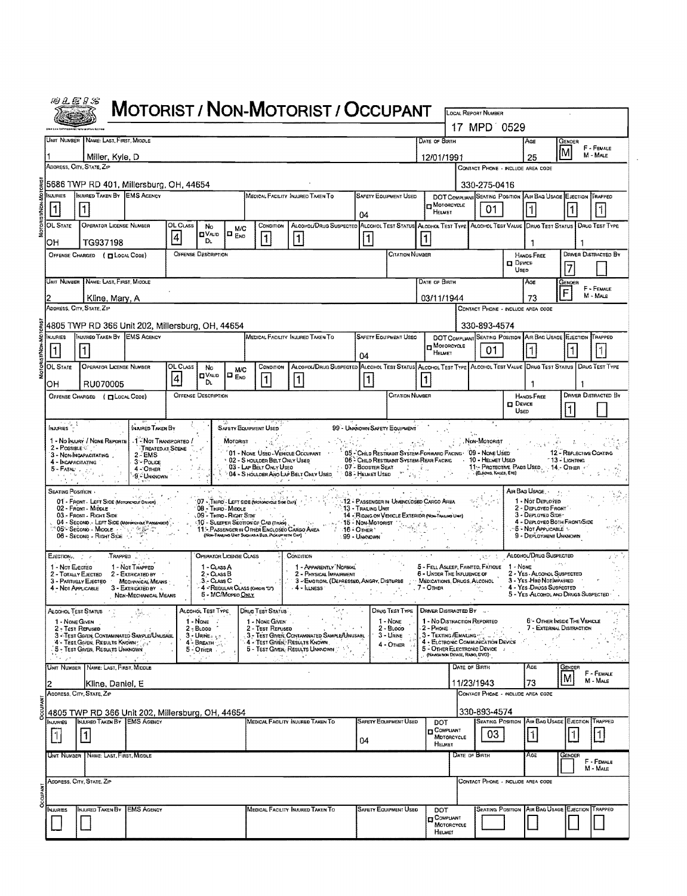# MOTORIST / NON-MOTORIST / OCCUPANT

OLEIS

**Local Report Number:** 17 MPD 0529

## Motorist/Non-Motorist

| Unit Number | Name: Last, First, Middle | Date of Birth | Age | Gender |
|---|---|---|---|---|
| 1 | Miller, Kyle, D | 12/01/1991 | 25 | M |

**Address, City, State, Zip:** 5686 TWP RD 401, Millersburg, OH, 44654

**Contact Phone - include area code:** 330-275-0416

| Injuries | Injured Taken By | EMS Agency | Medical Facility Injured Taken To | Safety Equipment Used | DOT Compliant Motorcycle Helmet | Seating Position | Air Bag Usage | Ejection | Trapped |
|---|---|---|---|---|---|---|---|---|---|
| 1 | 1 | | | 04 | | 01 | 1 | 1 | 1 |

| OL State | Operator License Number | OL Class | No Valid DL | M/C End | Condition | Alcohol/Drug Suspected | Alcohol Test Status | Alcohol Test Type | Alcohol Test Value | Drug Test Status | Drug Test Type |
|---|---|---|---|---|---|---|---|---|---|---|---|
| OH | TG937198 | 4 | | | 1 | 1 | 1 | 1 | | 1 | 1 |

| Offense Charged (Local Code) | Offense Description | Citation Number | Hands-Free Device Used | Driver Distracted By |
|---|---|---|---|---|
| | | | | 7 |

| Unit Number | Name: Last, First, Middle | Date of Birth | Age | Gender |
|---|---|---|---|---|
| 2 | Kline, Mary, A | 03/11/1944 | 73 | F |

**Address, City, State, Zip:** 4805 TWP RD 366 Unit 202, Millersburg, OH, 44654

**Contact Phone - include area code:** 330-893-4574

| Injuries | Injured Taken By | EMS Agency | Medical Facility Injured Taken To | Safety Equipment Used | DOT Compliant Motorcycle Helmet | Seating Position | Air Bag Usage | Ejection | Trapped |
|---|---|---|---|---|---|---|---|---|---|
| 1 | 1 | | | 04 | | 01 | 1 | 1 | 1 |

| OL State | Operator License Number | OL Class | No Valid DL | M/C End | Condition | Alcohol/Drug Suspected | Alcohol Test Status | Alcohol Test Type | Alcohol Test Value | Drug Test Status | Drug Test Type |
|---|---|---|---|---|---|---|---|---|---|---|---|
| OH | RU070005 | 4 | | | 1 | 1 | 1 | 1 | | 1 | 1 |

| Offense Charged (Local Code) | Offense Description | Citation Number | Hands-Free Device Used | Driver Distracted By |
|---|---|---|---|---|
| | | | | 1 |

**Injuries:** 1 - No Injury / None Reported; 2 - Possible; 3 - Non-Incapacitating; 4 - Incapacitating; 5 - Fatal

**Injured Taken By:** 1 - Not Transported / Treated at Scene; 2 - EMS; 3 - Police; 4 - Other; 9 - Unknown

**Safety Equipment Used:** 99 - Unknown Safety Equipment

Motorist: 01 - None Used - Vehicle Occupant; 02 - Shoulder Belt Only Used; 03 - Lap Belt Only Used; 04 - Shoulder and Lap Belt Only Used; 05 - Child Restraint System-Forward Facing; 06 - Child Restraint System-Rear Facing; 07 - Booster Seat; 08 - Helmet Used

Non-Motorist: 09 - None Used; 10 - Helmet Used; 11 - Protective Pads Used (Elbows, Knees, Etc); 12 - Reflective Coating; 13 - Lighting; 14 - Other

**Seating Position:** 01 - Front - Left Side (Motorcycle Driver); 02 - Front - Middle; 03 - Front - Right Side; 04 - Second - Left Side (Motorcycle Passenger); 05 - Second - Middle; 06 - Second - Right Side; 07 - Third - Left Side (Motorcycle Side Car); 08 - Third - Middle; 09 - Third - Right Side; 10 - Sleeper Section of Cab (Truck); 11 - Passenger in Other Enclosed Cargo Area (Non-Trailing Unit Such as a Bus, Pickup with Cap); 12 - Passenger in Unenclosed Cargo Area; 13 - Trailing Unit; 14 - Riding on Vehicle Exterior (Non-Trailing Unit); 15 - Non-Motorist; 16 - Other; 99 - Unknown

**Air Bag Usage:** 1 - Not Deployed; 2 - Deployed Front; 3 - Deployed Side; 4 - Deployed Both Front/Side; 5 - Not Applicable; 9 - Deployment Unknown

**Ejection:** 1 - Not Ejected; 2 - Totally Ejected; 3 - Partially Ejected; 4 - Not Applicable

**Trapped:** 1 - Not Trapped; 2 - Extricated by Mechanical Means; 3 - Extricated by Non-Mechanical Means

**Operator License Class:** 1 - Class A; 2 - Class B; 3 - Class C; 4 - Regular Class (Ohio is "D"); 5 - M/C Moped Only

**Condition:** 1 - Apparently Normal; 2 - Physical Impairment; 3 - Emotional (Depressed, Angry, Disturbed); 4 - Illness; 5 - Fell Asleep, Fainted, Fatigue; 6 - Under the Influence of Medications, Drugs, Alcohol; 7 - Other

**Alcohol/Drug Suspected:** 1 - None; 2 - Yes - Alcohol Suspected; 3 - Yes - HBD Not Impaired; 4 - Yes - Drugs Suspected; 5 - Yes - Alcohol and Drugs Suspected

**Alcohol Test Status:** 1 - None Given; 2 - Test Refused; 3 - Test Given, Contaminated Sample/Unusable; 4 - Test Given, Results Known; 5 - Test Given, Results Unknown

**Alcohol Test Type:** 1 - None; 2 - Blood; 3 - Urine; 4 - Breath; 5 - Other

**Drug Test Status:** 1 - None Given; 2 - Test Refused; 3 - Test Given, Contaminated Sample/Unusable; 4 - Test Given, Results Known; 5 - Test Given, Results Unknown

**Drug Test Type:** 1 - None; 2 - Blood; 3 - Urine; 4 - Other

**Driver Distracted By:** 1 - No Distraction Reported; 2 - Phone; 3 - Texting/Emailing; 4 - Electronic Communication Device; 5 - Other Electronic Device (Navigation Device, Radio, DVD); 6 - Other Inside the Vehicle; 7 - External Distraction

## Occupant

| Unit Number | Name: Last, First, Middle | Date of Birth | Age | Gender |
|---|---|---|---|---|
| 2 | Kline, Daniel, E | 11/23/1943 | 73 | M |

**Address, City, State, Zip:** 4805 TWP RD 366 Unit 202, Millersburg, OH, 44654

**Contact Phone - include area code:** 330-893-4574

| Injuries | Injured Taken By | EMS Agency | Medical Facility Injured Taken To | Safety Equipment Used | DOT Compliant Motorcycle Helmet | Seating Position | Air Bag Usage | Ejection | Trapped |
|---|---|---|---|---|---|---|---|---|---|
| 1 | 1 | | | 04 | | 03 | 1 | 1 | 1 |

| Unit Number | Name: Last, First, Middle | Date of Birth | Age | Gender |
|---|---|---|---|---|
| | | | | |

**Address, City, State, Zip:**

**Contact Phone - include area code:**

| Injuries | Injured Taken By | EMS Agency | Medical Facility Injured Taken To | Safety Equipment Used | DOT Compliant Motorcycle Helmet | Seating Position | Air Bag Usage | Ejection | Trapped |
|---|---|---|---|---|---|---|---|---|---|
| | | | | | | | | | |